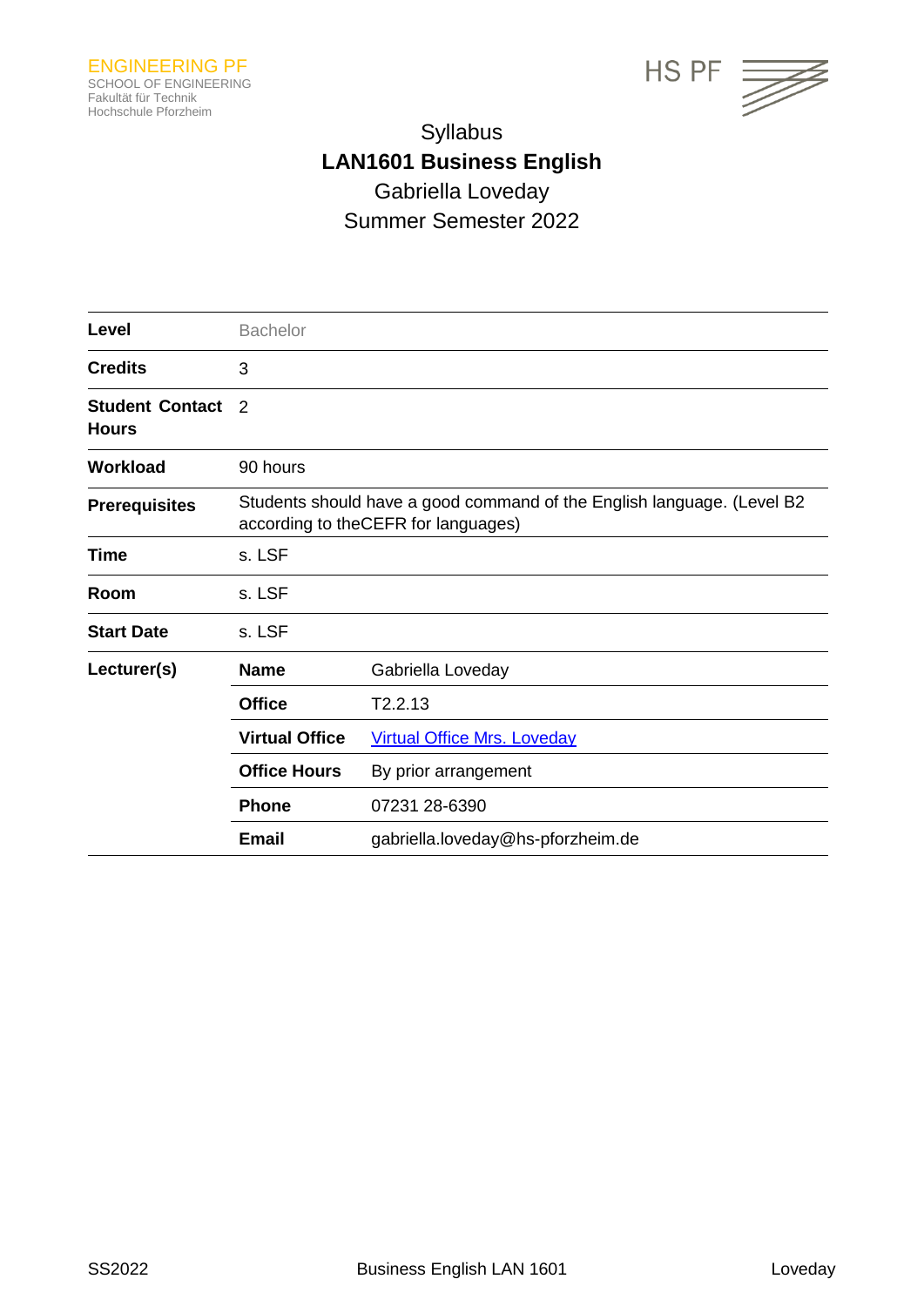ENGINEERING PF
SCHOOL OF ENGINEERING
Fakultät für Technik
Hochschule Pforzheim

HS PF

# Syllabus
# LAN1601 Business English
Gabriella Loveday
Summer Semester 2022

| | | |
|---|---|---|
| **Level** | Bachelor | |
| **Credits** | 3 | |
| **Student Contact Hours** | 2 | |
| **Workload** | 90 hours | |
| **Prerequisites** | Students should have a good command of the English language. (Level B2 according to theCEFR for languages) | |
| **Time** | s. LSF | |
| **Room** | s. LSF | |
| **Start Date** | s. LSF | |
| **Lecturer(s)** | **Name** | Gabriella Loveday |
| | **Office** | T2.2.13 |
| | **Virtual Office** | Virtual Office Mrs. Loveday |
| | **Office Hours** | By prior arrangement |
| | **Phone** | 07231 28-6390 |
| | **Email** | gabriella.loveday@hs-pforzheim.de |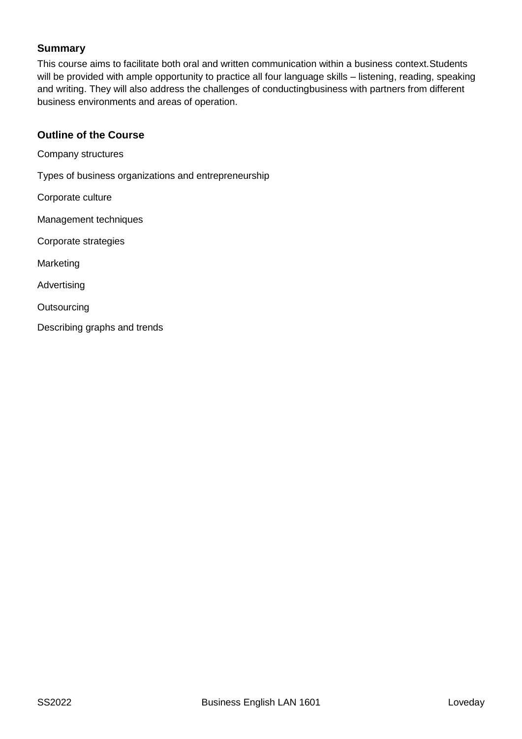## Summary

This course aims to facilitate both oral and written communication within a business context. Students will be provided with ample opportunity to practice all four language skills – listening, reading, speaking and writing. They will also address the challenges of conducting business with partners from different business environments and areas of operation.

## Outline of the Course

Company structures

Types of business organizations and entrepreneurship

Corporate culture

Management techniques

Corporate strategies

Marketing

Advertising

Outsourcing

Describing graphs and trends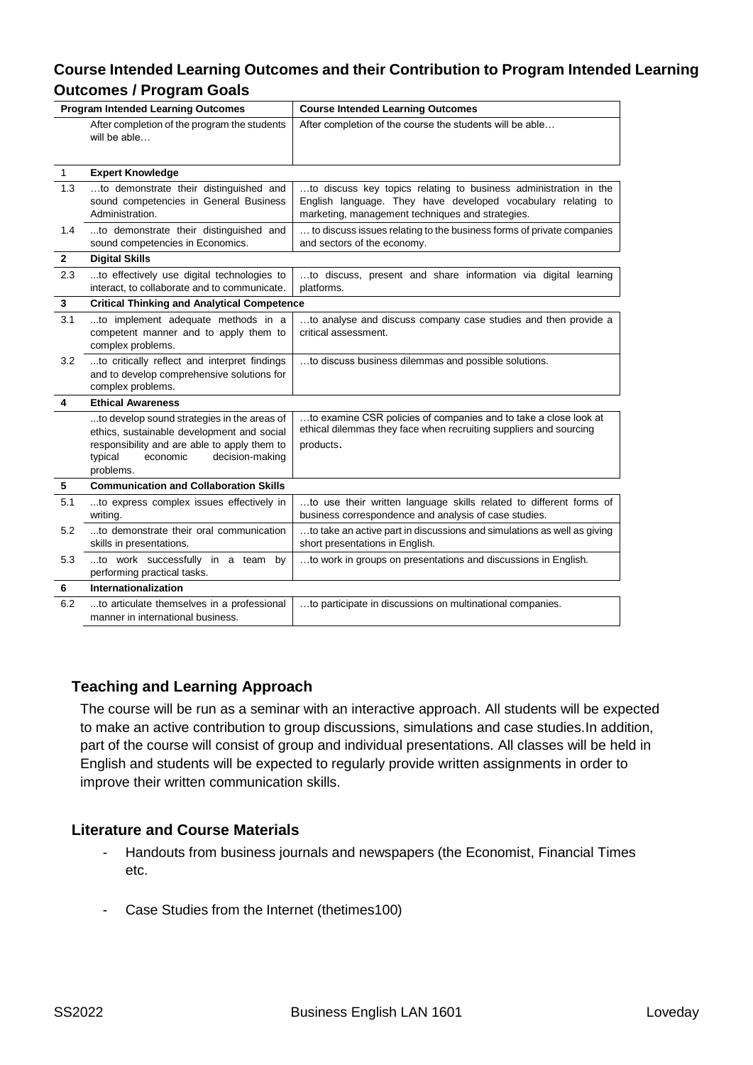## Course Intended Learning Outcomes and their Contribution to Program Intended Learning Outcomes / Program Goals

| | Program Intended Learning Outcomes | Course Intended Learning Outcomes |
|---|---|---|
| | After completion of the program the students will be able… | After completion of the course the students will be able… |
| 1 | **Expert Knowledge** | |
| 1.3 | …to demonstrate their distinguished and sound competencies in General Business Administration. | …to discuss key topics relating to business administration in the English language. They have developed vocabulary relating to marketing, management techniques and strategies. |
| 1.4 | ...to demonstrate their distinguished and sound competencies in Economics. | … to discuss issues relating to the business forms of private companies and sectors of the economy. |
| **2** | **Digital Skills** | |
| 2.3 | ...to effectively use digital technologies to interact, to collaborate and to communicate. | …to discuss, present and share information via digital learning platforms. |
| **3** | **Critical Thinking and Analytical Competence** | |
| 3.1 | ...to implement adequate methods in a competent manner and to apply them to complex problems. | …to analyse and discuss company case studies and then provide a critical assessment. |
| 3.2 | ...to critically reflect and interpret findings and to develop comprehensive solutions for complex problems. | …to discuss business dilemmas and possible solutions. |
| **4** | **Ethical Awareness** | |
| | ...to develop sound strategies in the areas of ethics, sustainable development and social responsibility and are able to apply them to typical economic decision-making problems. | …to examine CSR policies of companies and to take a close look at ethical dilemmas they face when recruiting suppliers and sourcing products. |
| **5** | **Communication and Collaboration Skills** | |
| 5.1 | ...to express complex issues effectively in writing. | …to use their written language skills related to different forms of business correspondence and analysis of case studies. |
| 5.2 | ...to demonstrate their oral communication skills in presentations. | …to take an active part in discussions and simulations as well as giving short presentations in English. |
| 5.3 | ...to work successfully in a team by performing practical tasks. | …to work in groups on presentations and discussions in English. |
| **6** | **Internationalization** | |
| 6.2 | ...to articulate themselves in a professional manner in international business. | …to participate in discussions on multinational companies. |

## Teaching and Learning Approach

The course will be run as a seminar with an interactive approach. All students will be expected to make an active contribution to group discussions, simulations and case studies.In addition, part of the course will consist of group and individual presentations. All classes will be held in English and students will be expected to regularly provide written assignments in order to improve their written communication skills.

## Literature and Course Materials

- Handouts from business journals and newspapers (the Economist, Financial Times etc.
- Case Studies from the Internet (thetimes100)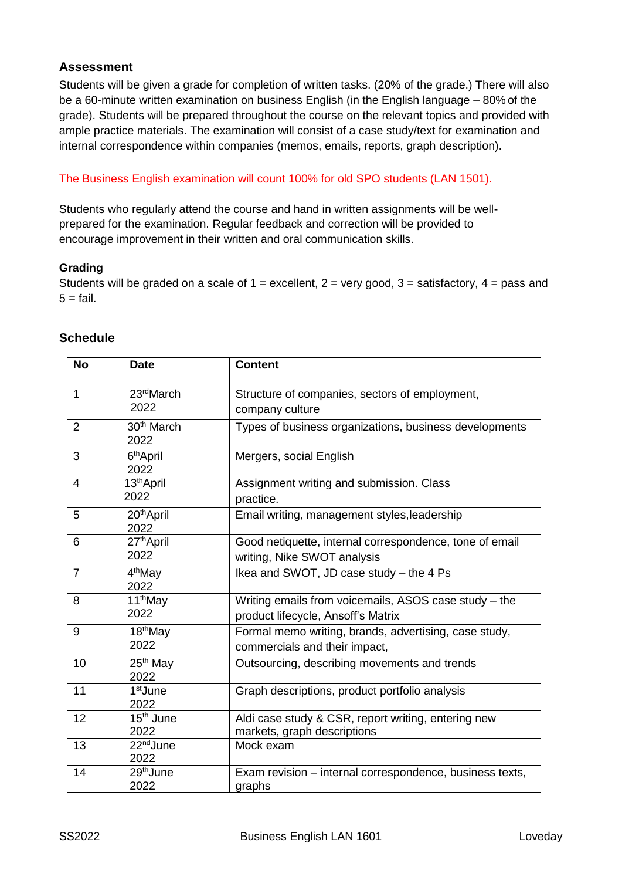### Assessment

Students will be given a grade for completion of written tasks. (20% of the grade.) There will also be a 60-minute written examination on business English (in the English language – 80% of the grade). Students will be prepared throughout the course on the relevant topics and provided with ample practice materials. The examination will consist of a case study/text for examination and internal correspondence within companies (memos, emails, reports, graph description).

The Business English examination will count 100% for old SPO students (LAN 1501).

Students who regularly attend the course and hand in written assignments will be well-prepared for the examination. Regular feedback and correction will be provided to encourage improvement in their written and oral communication skills.

### Grading

Students will be graded on a scale of 1 = excellent, 2 = very good, 3 = satisfactory, 4 = pass and 5 = fail.

### Schedule

| No | Date | Content |
|---|---|---|
| 1 | 23rd March 2022 | Structure of companies, sectors of employment, company culture |
| 2 | 30th March 2022 | Types of business organizations, business developments |
| 3 | 6th April 2022 | Mergers, social English |
| 4 | 13th April 2022 | Assignment writing and submission. Class practice. |
| 5 | 20th April 2022 | Email writing, management styles,leadership |
| 6 | 27th April 2022 | Good netiquette, internal correspondence, tone of email writing, Nike SWOT analysis |
| 7 | 4th May 2022 | Ikea and SWOT, JD case study – the 4 Ps |
| 8 | 11th May 2022 | Writing emails from voicemails, ASOS case study – the product lifecycle, Ansoff's Matrix |
| 9 | 18th May 2022 | Formal memo writing, brands, advertising, case study, commercials and their impact, |
| 10 | 25th May 2022 | Outsourcing, describing movements and trends |
| 11 | 1st June 2022 | Graph descriptions, product portfolio analysis |
| 12 | 15th June 2022 | Aldi case study & CSR, report writing, entering new markets, graph descriptions |
| 13 | 22nd June 2022 | Mock exam |
| 14 | 29th June 2022 | Exam revision – internal correspondence, business texts, graphs |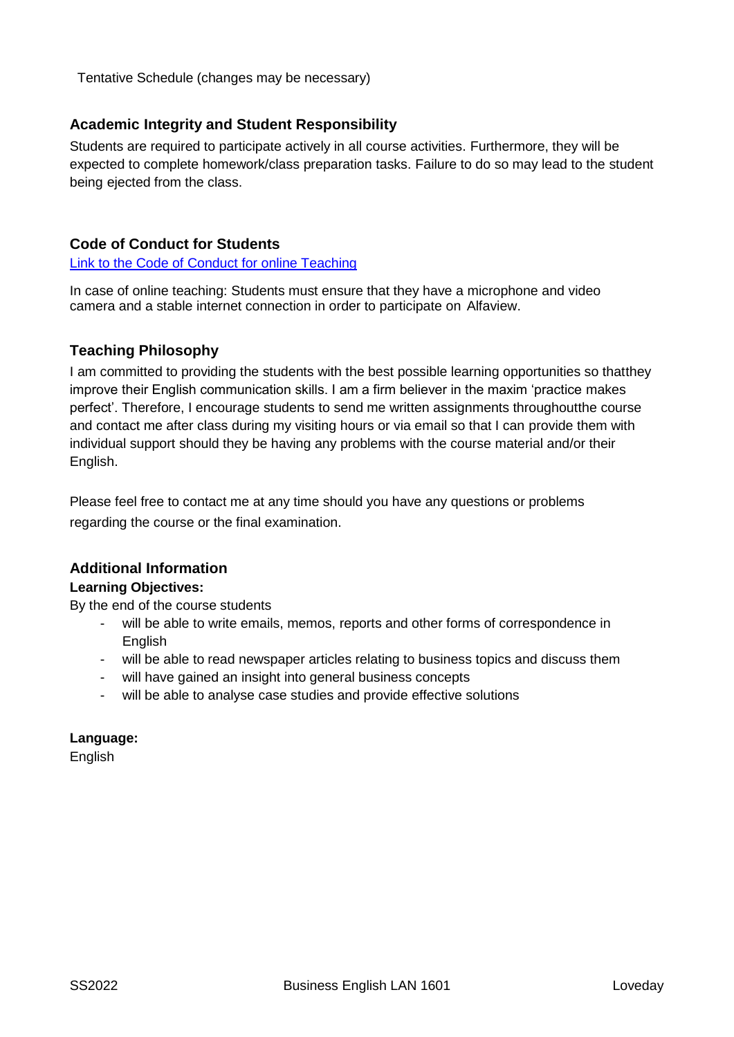Tentative Schedule (changes may be necessary)

## Academic Integrity and Student Responsibility

Students are required to participate actively in all course activities. Furthermore, they will be expected to complete homework/class preparation tasks. Failure to do so may lead to the student being ejected from the class.

## Code of Conduct for Students

[Link to the Code of Conduct for online Teaching]

In case of online teaching: Students must ensure that they have a microphone and video camera and a stable internet connection in order to participate on Alfaview.

## Teaching Philosophy

I am committed to providing the students with the best possible learning opportunities so thatthey improve their English communication skills. I am a firm believer in the maxim 'practice makes perfect'. Therefore, I encourage students to send me written assignments throughoutthe course and contact me after class during my visiting hours or via email so that I can provide them with individual support should they be having any problems with the course material and/or their English.

Please feel free to contact me at any time should you have any questions or problems regarding the course or the final examination.

## Additional Information

**Learning Objectives:**

By the end of the course students

- will be able to write emails, memos, reports and other forms of correspondence in English
- will be able to read newspaper articles relating to business topics and discuss them
- will have gained an insight into general business concepts
- will be able to analyse case studies and provide effective solutions

**Language:**

English